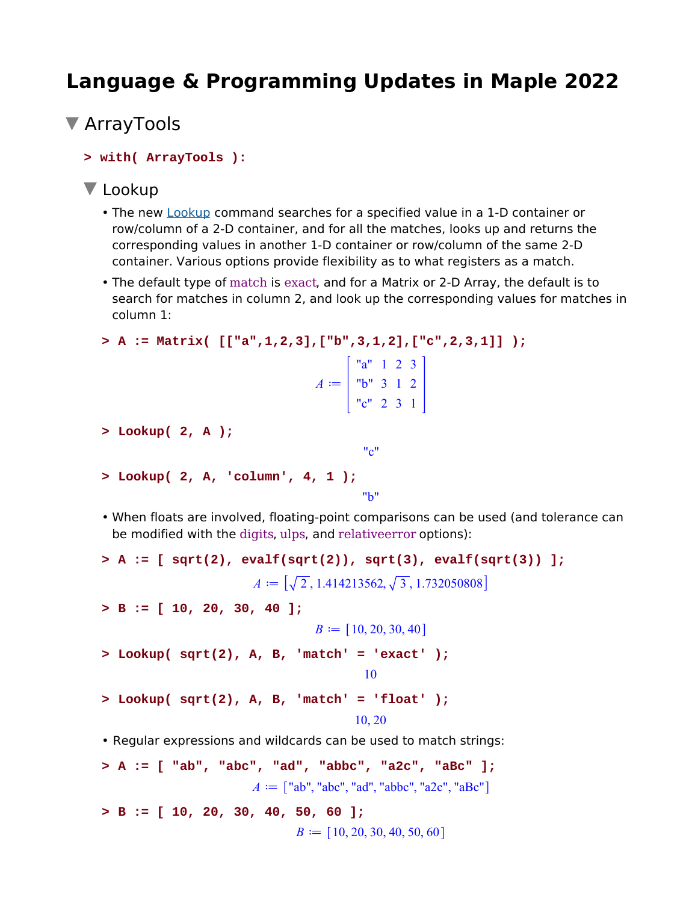# Language & Programming Updates in Maple 2022

## ArrayTools

```
> with( ArrayTools ):
```

### Lookup

- The new Lookup command searches for a specified value in a 1-D container or row/column of a 2-D container, and for all the matches, looks up and returns the corresponding values in another 1-D container or row/column of the same 2-D container. Various options provide flexibility as to what registers as a match.
- The default type of match is exact, and for a Matrix or 2-D Array, the default is to search for matches in column 2, and look up the corresponding values for matches in column 1:

```
> A := Matrix( [["a",1,2,3],["b",3,1,2],["c",2,3,1]] );
```

$$A := \begin{bmatrix} \text{"a"} & 1 & 2 & 3 \\ \text{"b"} & 3 & 1 & 2 \\ \text{"c"} & 2 & 3 & 1 \end{bmatrix}$$

```
> Lookup( 2, A );
```

"c"

```
> Lookup( 2, A, 'column', 4, 1 );
```

"b"

- When floats are involved, floating-point comparisons can be used (and tolerance can be modified with the digits, ulps, and relativeerror options):

```
> A := [ sqrt(2), evalf(sqrt(2)), sqrt(3), evalf(sqrt(3)) ];
```

$$A := \left[\sqrt{2}, 1.414213562, \sqrt{3}, 1.732050808\right]$$

```
> B := [ 10, 20, 30, 40 ];
```

$$B := [10, 20, 30, 40]$$

```
> Lookup( sqrt(2), A, B, 'match' = 'exact' );
```

10

```
> Lookup( sqrt(2), A, B, 'match' = 'float' );
```

10, 20

- Regular expressions and wildcards can be used to match strings:

```
> A := [ "ab", "abc", "ad", "abbc", "a2c", "aBc" ];
```

$$A := [\text{"ab"}, \text{"abc"}, \text{"ad"}, \text{"abbc"}, \text{"a2c"}, \text{"aBc"}]$$

```
> B := [ 10, 20, 30, 40, 50, 60 ];
```

$$B := [10, 20, 30, 40, 50, 60]$$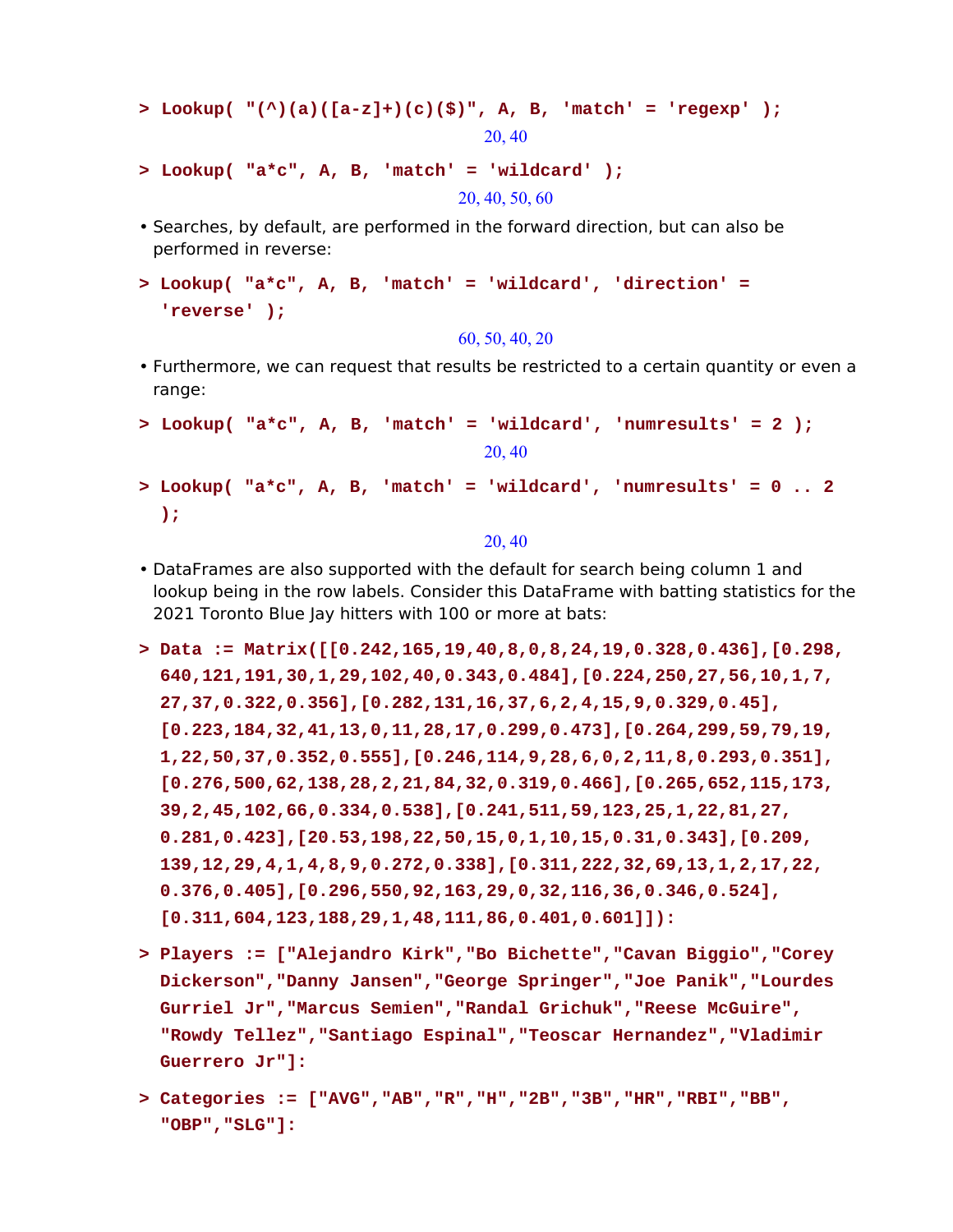```
> Lookup( "(^)(a)([a-z]+)(c)($)", A, B, 'match' = 'regexp' );
```

20, 40

```
> Lookup( "a*c", A, B, 'match' = 'wildcard' );
```

20, 40, 50, 60

- Searches, by default, are performed in the forward direction, but can also be performed in reverse:

```
> Lookup( "a*c", A, B, 'match' = 'wildcard', 'direction' =
  'reverse' );
```

60, 50, 40, 20

- Furthermore, we can request that results be restricted to a certain quantity or even a range:

```
> Lookup( "a*c", A, B, 'match' = 'wildcard', 'numresults' = 2 );
```

20, 40

```
> Lookup( "a*c", A, B, 'match' = 'wildcard', 'numresults' = 0 .. 2
  );
```

20, 40

- DataFrames are also supported with the default for search being column 1 and lookup being in the row labels. Consider this DataFrame with batting statistics for the 2021 Toronto Blue Jay hitters with 100 or more at bats:

```
> Data := Matrix([[0.242,165,19,40,8,0,8,24,19,0.328,0.436],[0.298,
  640,121,191,30,1,29,102,40,0.343,0.484],[0.224,250,27,56,10,1,7,
  27,37,0.322,0.356],[0.282,131,16,37,6,2,4,15,9,0.329,0.45],
  [0.223,184,32,41,13,0,11,28,17,0.299,0.473],[0.264,299,59,79,19,
  1,22,50,37,0.352,0.555],[0.246,114,9,28,6,0,2,11,8,0.293,0.351],
  [0.276,500,62,138,28,2,21,84,32,0.319,0.466],[0.265,652,115,173,
  39,2,45,102,66,0.334,0.538],[0.241,511,59,123,25,1,22,81,27,
  0.281,0.423],[20.53,198,22,50,15,0,1,10,15,0.31,0.343],[0.209,
  139,12,29,4,1,4,8,9,0.272,0.338],[0.311,222,32,69,13,1,2,17,22,
  0.376,0.405],[0.296,550,92,163,29,0,32,116,36,0.346,0.524],
  [0.311,604,123,188,29,1,48,111,86,0.401,0.601]]):
```

```
> Players := ["Alejandro Kirk","Bo Bichette","Cavan Biggio","Corey
  Dickerson","Danny Jansen","George Springer","Joe Panik","Lourdes
  Gurriel Jr","Marcus Semien","Randal Grichuk","Reese McGuire",
  "Rowdy Tellez","Santiago Espinal","Teoscar Hernandez","Vladimir
  Guerrero Jr"]:
```

```
> Categories := ["AVG","AB","R","H","2B","3B","HR","RBI","BB",
  "OBP","SLG"]:
```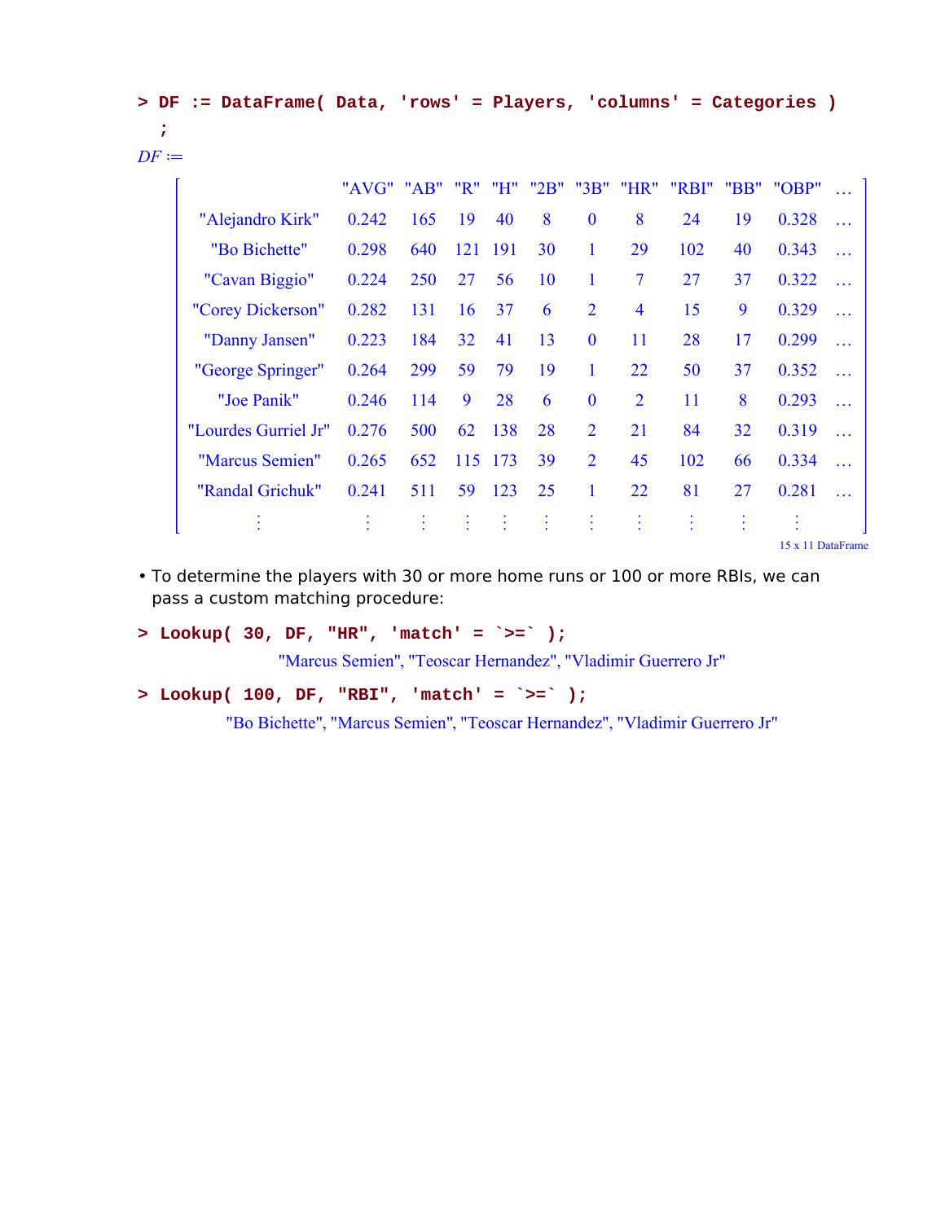```
> DF := DataFrame( Data, 'rows' = Players, 'columns' = Categories )
  ;
```

$DF :=$

| | "AVG" | "AB" | "R" | "H" | "2B" | "3B" | "HR" | "RBI" | "BB" | "OBP" | … |
|---|---|---|---|---|---|---|---|---|---|---|---|
| "Alejandro Kirk" | 0.242 | 165 | 19 | 40 | 8 | 0 | 8 | 24 | 19 | 0.328 | … |
| "Bo Bichette" | 0.298 | 640 | 121 | 191 | 30 | 1 | 29 | 102 | 40 | 0.343 | … |
| "Cavan Biggio" | 0.224 | 250 | 27 | 56 | 10 | 1 | 7 | 27 | 37 | 0.322 | … |
| "Corey Dickerson" | 0.282 | 131 | 16 | 37 | 6 | 2 | 4 | 15 | 9 | 0.329 | … |
| "Danny Jansen" | 0.223 | 184 | 32 | 41 | 13 | 0 | 11 | 28 | 17 | 0.299 | … |
| "George Springer" | 0.264 | 299 | 59 | 79 | 19 | 1 | 22 | 50 | 37 | 0.352 | … |
| "Joe Panik" | 0.246 | 114 | 9 | 28 | 6 | 0 | 2 | 11 | 8 | 0.293 | … |
| "Lourdes Gurriel Jr" | 0.276 | 500 | 62 | 138 | 28 | 2 | 21 | 84 | 32 | 0.319 | … |
| "Marcus Semien" | 0.265 | 652 | 115 | 173 | 39 | 2 | 45 | 102 | 66 | 0.334 | … |
| "Randal Grichuk" | 0.241 | 511 | 59 | 123 | 25 | 1 | 22 | 81 | 27 | 0.281 | … |
| ⋮ | ⋮ | ⋮ | ⋮ | ⋮ | ⋮ | ⋮ | ⋮ | ⋮ | ⋮ | ⋮ | |

15 x 11 DataFrame

- To determine the players with 30 or more home runs or 100 or more RBIs, we can pass a custom matching procedure:

```
> Lookup( 30, DF, "HR", 'match' = `>=` );
```

"Marcus Semien", "Teoscar Hernandez", "Vladimir Guerrero Jr"

```
> Lookup( 100, DF, "RBI", 'match' = `>=` );
```

"Bo Bichette", "Marcus Semien", "Teoscar Hernandez", "Vladimir Guerrero Jr"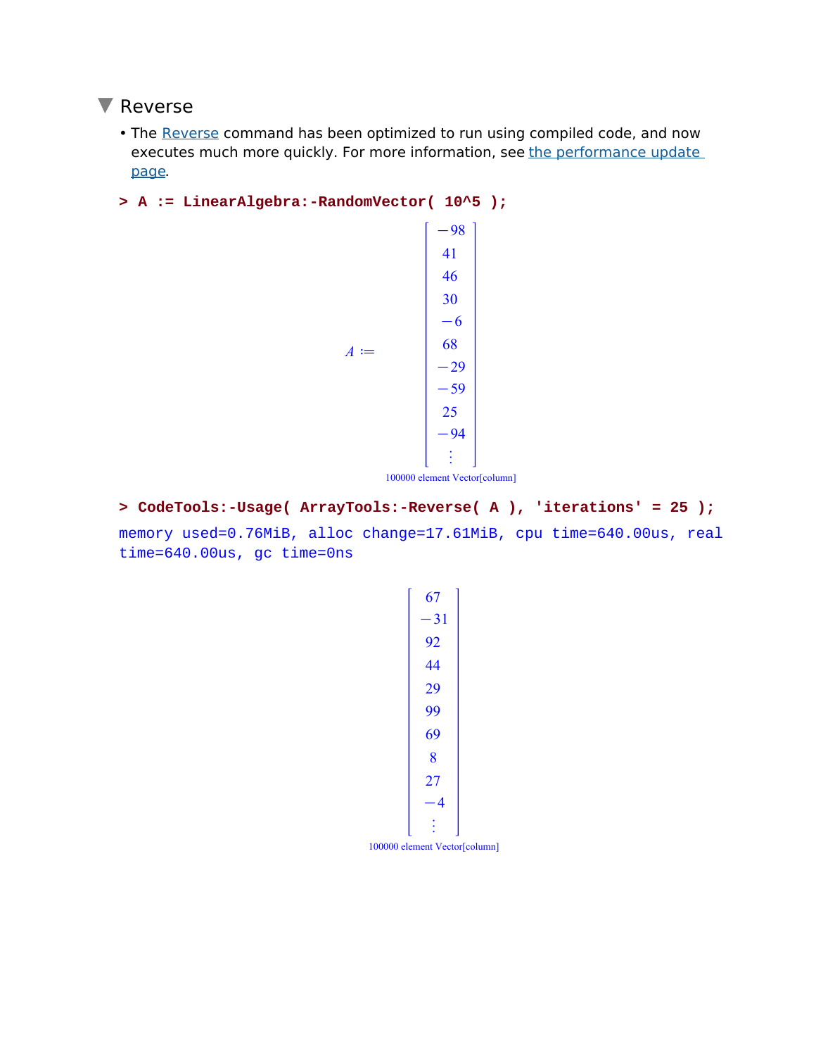## Reverse

- The Reverse command has been optimized to run using compiled code, and now executes much more quickly. For more information, see the performance update page.

```
> A := LinearAlgebra:-RandomVector( 10^5 );
```

$$A := \begin{bmatrix} -98 \\ 41 \\ 46 \\ 30 \\ -6 \\ 68 \\ -29 \\ -59 \\ 25 \\ -94 \\ \vdots \end{bmatrix}$$

100000 element Vector[column]

```
> CodeTools:-Usage( ArrayTools:-Reverse( A ), 'iterations' = 25 );
```

memory used=0.76MiB, alloc change=17.61MiB, cpu time=640.00us, real time=640.00us, gc time=0ns

$$\begin{bmatrix} 67 \\ -31 \\ 92 \\ 44 \\ 29 \\ 99 \\ 69 \\ 8 \\ 27 \\ -4 \\ \vdots \end{bmatrix}$$

100000 element Vector[column]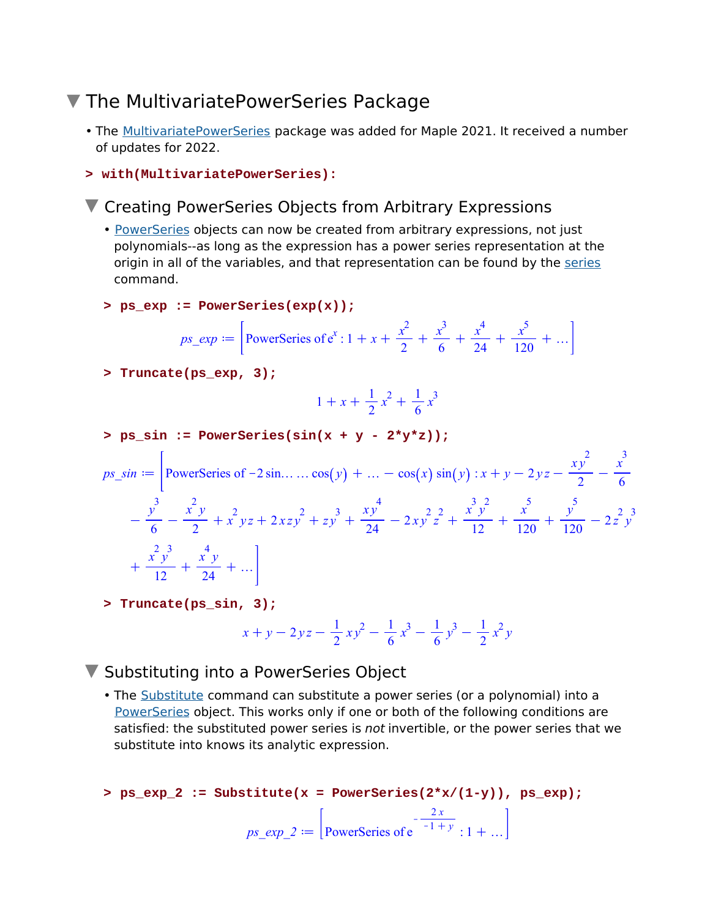# The MultivariatePowerSeries Package

- The MultivariatePowerSeries package was added for Maple 2021. It received a number of updates for 2022.

```
> with(MultivariatePowerSeries):
```

## Creating PowerSeries Objects from Arbitrary Expressions

- PowerSeries objects can now be created from arbitrary expressions, not just polynomials--as long as the expression has a power series representation at the origin in all of the variables, and that representation can be found by the series command.

```
> ps_exp := PowerSeries(exp(x));
```

$$ps\_exp := \left[\text{PowerSeries of } e^{x} : 1 + x + \frac{x^2}{2} + \frac{x^3}{6} + \frac{x^4}{24} + \frac{x^5}{120} + \ldots\right]$$

```
> Truncate(ps_exp, 3);
```

$$1 + x + \frac{1}{2}x^2 + \frac{1}{6}x^3$$

```
> ps_sin := PowerSeries(sin(x + y - 2*y*z));
```

$$ps\_sin := \left[\text{PowerSeries of } -2\sin\ldots\ldots\cos(y) + \ldots - \cos(x)\sin(y) : x + y - 2yz - \frac{xy^2}{2} - \frac{x^3}{6} - \frac{y^3}{6} - \frac{x^2y}{2} + x^2yz + 2xzy^2 + zy^3 + \frac{xy^4}{24} - 2xy^2z^2 + \frac{x^3y^2}{12} + \frac{x^5}{120} + \frac{y^5}{120} - 2z^2y^3 + \frac{x^2y^3}{12} + \frac{x^4y}{24} + \ldots\right]$$

```
> Truncate(ps_sin, 3);
```

$$x + y - 2yz - \frac{1}{2}xy^2 - \frac{1}{6}x^3 - \frac{1}{6}y^3 - \frac{1}{2}x^2y$$

## Substituting into a PowerSeries Object

- The Substitute command can substitute a power series (or a polynomial) into a PowerSeries object. This works only if one or both of the following conditions are satisfied: the substituted power series is *not* invertible, or the power series that we substitute into knows its analytic expression.

```
> ps_exp_2 := Substitute(x = PowerSeries(2*x/(1-y)), ps_exp);
```

$$ps\_exp\_2 := \left[\text{PowerSeries of } e^{-\frac{2x}{-1+y}} : 1 + \ldots\right]$$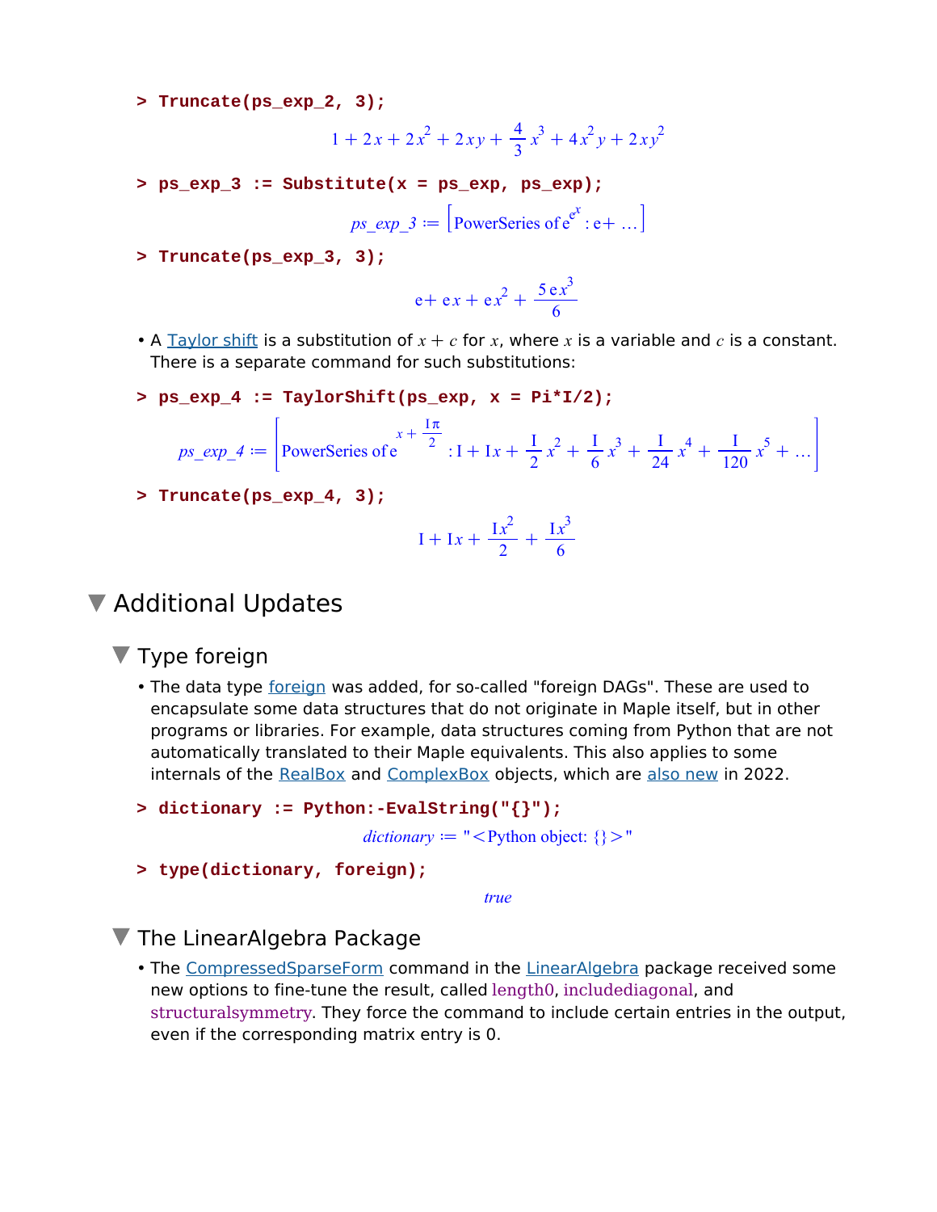```
> Truncate(ps_exp_2, 3);
```

$$1 + 2x + 2x^2 + 2xy + \frac{4}{3}x^3 + 4x^2y + 2xy^2$$

```
> ps_exp_3 := Substitute(x = ps_exp, ps_exp);
```

$$ps\_exp\_3 := \left[\text{PowerSeries of } e^{e^x} : e + \ldots\right]$$

```
> Truncate(ps_exp_3, 3);
```

$$e + e\,x + e\,x^2 + \frac{5\,e\,x^3}{6}$$

- A Taylor shift is a substitution of $x + c$ for $x$, where $x$ is a variable and $c$ is a constant. There is a separate command for such substitutions:

```
> ps_exp_4 := TaylorShift(ps_exp, x = Pi*I/2);
```

$$ps\_exp\_4 := \left[\text{PowerSeries of } e^{x + \frac{I\pi}{2}} : I + Ix + \frac{I}{2}x^2 + \frac{I}{6}x^3 + \frac{I}{24}x^4 + \frac{I}{120}x^5 + \ldots\right]$$

```
> Truncate(ps_exp_4, 3);
```

$$I + Ix + \frac{Ix^2}{2} + \frac{Ix^3}{6}$$

# Additional Updates

## Type foreign

- The data type foreign was added, for so-called "foreign DAGs". These are used to encapsulate some data structures that do not originate in Maple itself, but in other programs or libraries. For example, data structures coming from Python that are not automatically translated to their Maple equivalents. This also applies to some internals of the RealBox and ComplexBox objects, which are also new in 2022.

```
> dictionary := Python:-EvalString("{}");
```

$$dictionary := \text{"<Python object: \{\}>"}$$

```
> type(dictionary, foreign);
```

*true*

## The LinearAlgebra Package

- The CompressedSparseForm command in the LinearAlgebra package received some new options to fine-tune the result, called length0, includediagonal, and structuralsymmetry. They force the command to include certain entries in the output, even if the corresponding matrix entry is 0.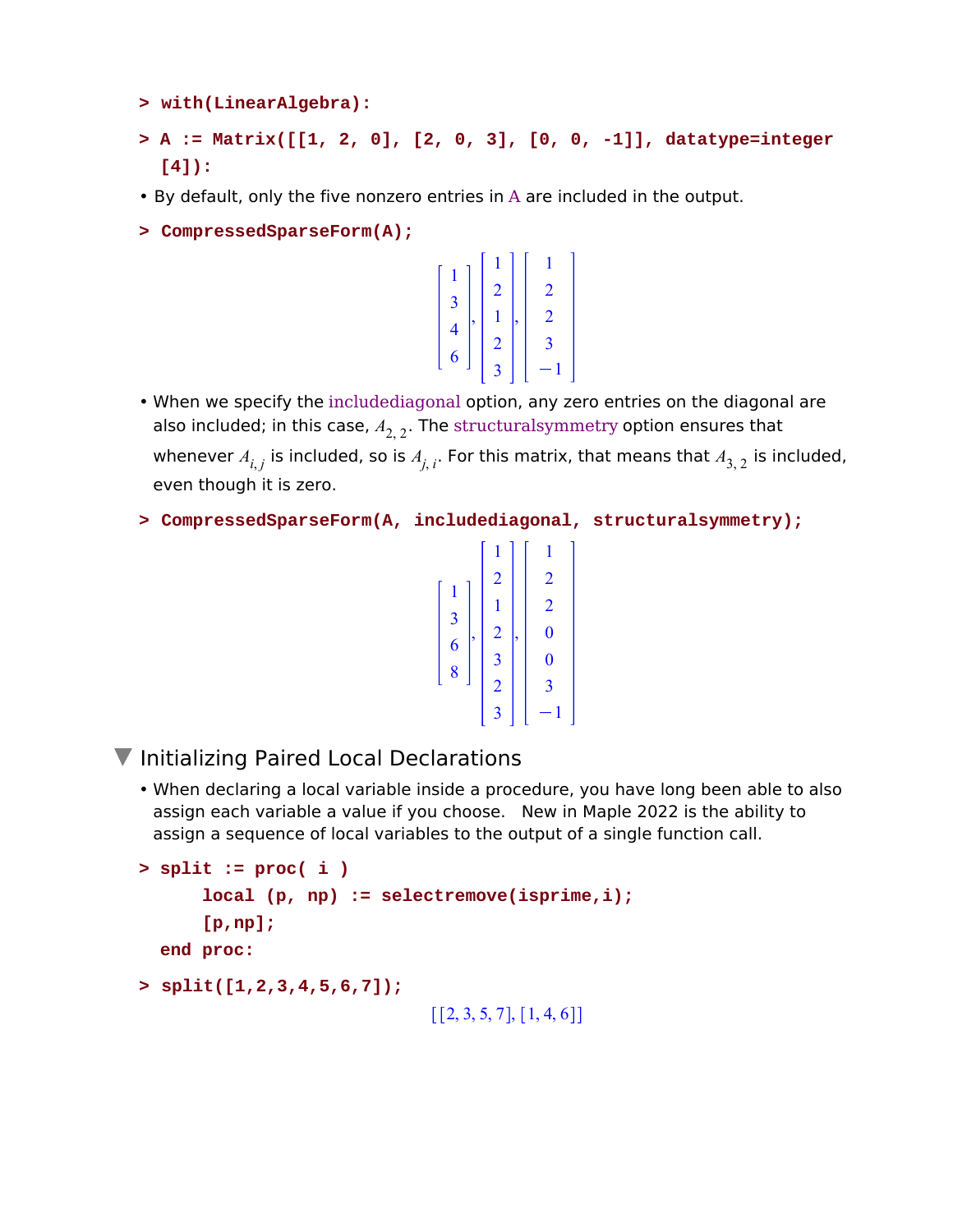```
> with(LinearAlgebra):
> A := Matrix([[1, 2, 0], [2, 0, 3], [0, 0, -1]], datatype=integer[4]):
```

- By default, only the five nonzero entries in A are included in the output.

```
> CompressedSparseForm(A);
```

$$\begin{bmatrix} 1 \\ 3 \\ 4 \\ 6 \end{bmatrix}, \begin{bmatrix} 1 \\ 2 \\ 1 \\ 2 \\ 3 \end{bmatrix}, \begin{bmatrix} 1 \\ 2 \\ 2 \\ 3 \\ -1 \end{bmatrix}$$

- When we specify the includediagonal option, any zero entries on the diagonal are also included; in this case, $A_{2,2}$. The structuralsymmetry option ensures that whenever $A_{i,j}$ is included, so is $A_{j,i}$. For this matrix, that means that $A_{3,2}$ is included, even though it is zero.

```
> CompressedSparseForm(A, includediagonal, structuralsymmetry);
```

$$\begin{bmatrix} 1 \\ 3 \\ 6 \\ 8 \end{bmatrix}, \begin{bmatrix} 1 \\ 2 \\ 1 \\ 2 \\ 3 \\ 2 \\ 3 \end{bmatrix}, \begin{bmatrix} 1 \\ 2 \\ 2 \\ 0 \\ 0 \\ 3 \\ -1 \end{bmatrix}$$

## Initializing Paired Local Declarations

- When declaring a local variable inside a procedure, you have long been able to also assign each variable a value if you choose. New in Maple 2022 is the ability to assign a sequence of local variables to the output of a single function call.

```
> split := proc( i )
      local (p, np) := selectremove(isprime,i);
      [p,np];
  end proc:
> split([1,2,3,4,5,6,7]);
```

$$[[2, 3, 5, 7], [1, 4, 6]]$$